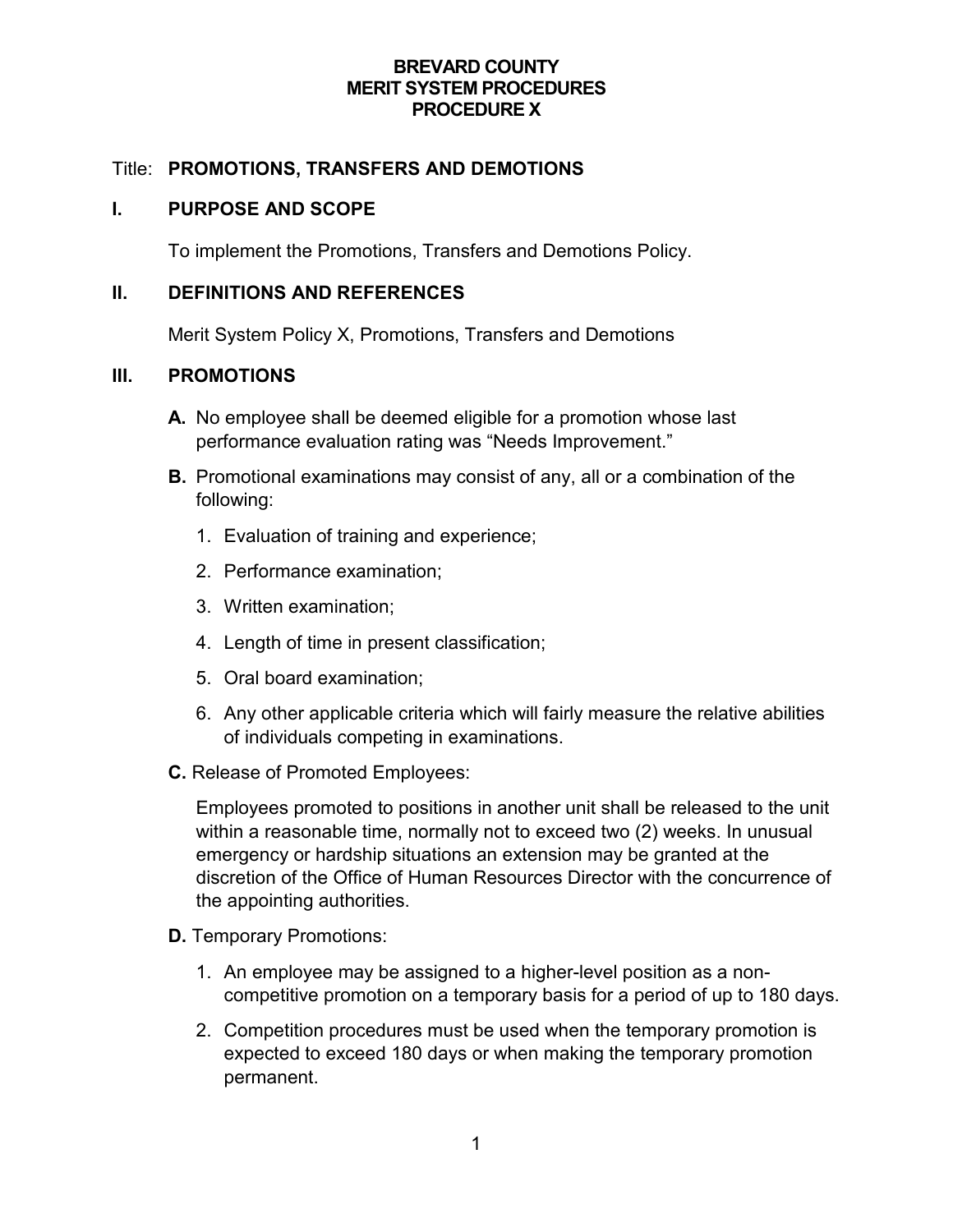**BREVARD COUNTY**
**MERIT SYSTEM PROCEDURES**
**PROCEDURE X**

Title: **PROMOTIONS, TRANSFERS AND DEMOTIONS**

## I. PURPOSE AND SCOPE

To implement the Promotions, Transfers and Demotions Policy.

## II. DEFINITIONS AND REFERENCES

Merit System Policy X, Promotions, Transfers and Demotions

## III. PROMOTIONS

**A.** No employee shall be deemed eligible for a promotion whose last performance evaluation rating was “Needs Improvement.”

**B.** Promotional examinations may consist of any, all or a combination of the following:

1. Evaluation of training and experience;
2. Performance examination;
3. Written examination;
4. Length of time in present classification;
5. Oral board examination;
6. Any other applicable criteria which will fairly measure the relative abilities of individuals competing in examinations.

**C.** Release of Promoted Employees:

Employees promoted to positions in another unit shall be released to the unit within a reasonable time, normally not to exceed two (2) weeks. In unusual emergency or hardship situations an extension may be granted at the discretion of the Office of Human Resources Director with the concurrence of the appointing authorities.

**D.** Temporary Promotions:

1. An employee may be assigned to a higher-level position as a non-competitive promotion on a temporary basis for a period of up to 180 days.
2. Competition procedures must be used when the temporary promotion is expected to exceed 180 days or when making the temporary promotion permanent.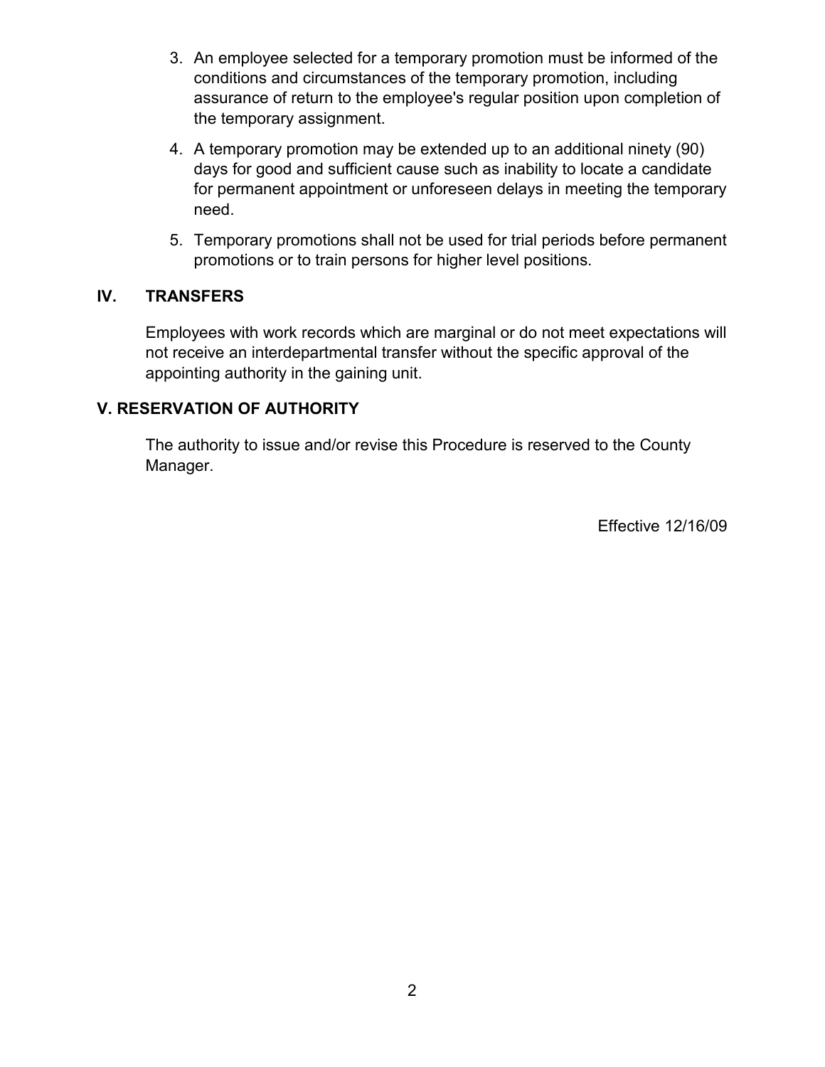3. An employee selected for a temporary promotion must be informed of the conditions and circumstances of the temporary promotion, including assurance of return to the employee's regular position upon completion of the temporary assignment.
4. A temporary promotion may be extended up to an additional ninety (90) days for good and sufficient cause such as inability to locate a candidate for permanent appointment or unforeseen delays in meeting the temporary need.
5. Temporary promotions shall not be used for trial periods before permanent promotions or to train persons for higher level positions.

## IV. TRANSFERS

Employees with work records which are marginal or do not meet expectations will not receive an interdepartmental transfer without the specific approval of the appointing authority in the gaining unit.

## V. RESERVATION OF AUTHORITY

The authority to issue and/or revise this Procedure is reserved to the County Manager.

Effective 12/16/09